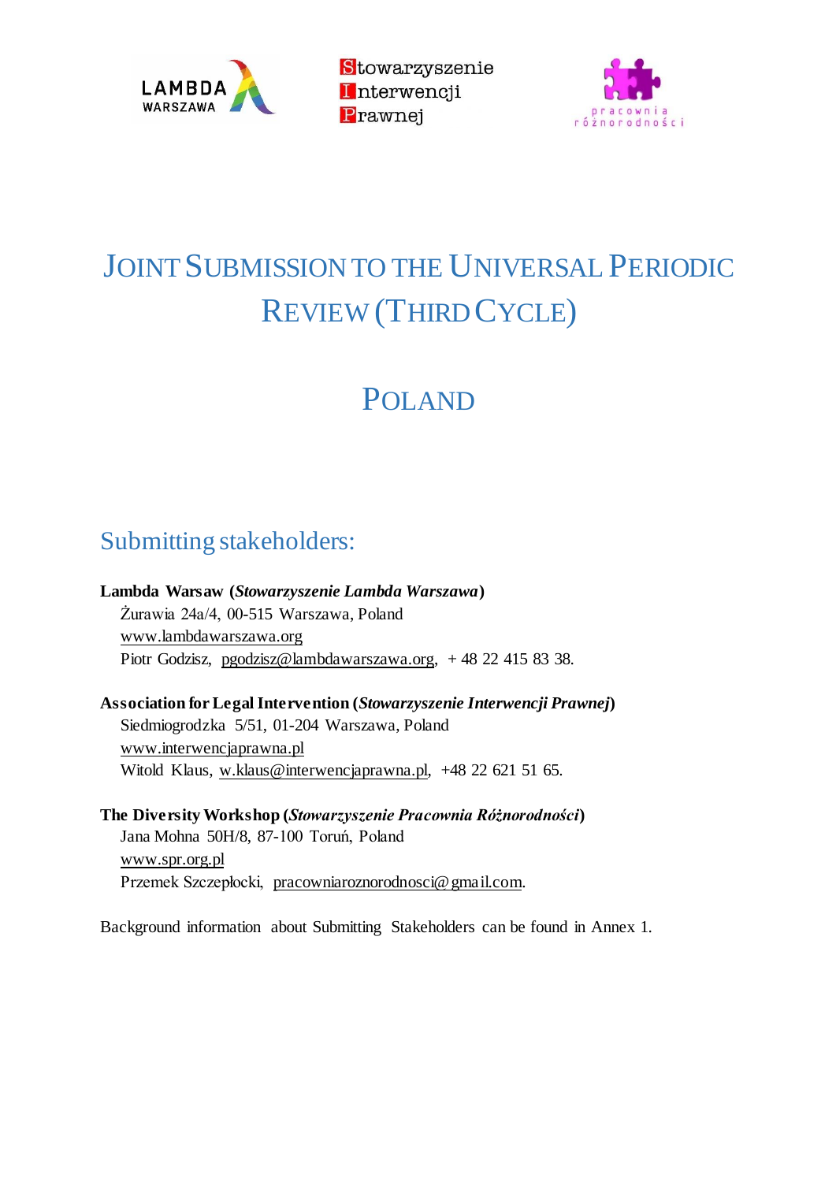Stowarzyszenie Interwencji Prawnej

# Joint Submission to the Universal Periodic Review (Third Cycle)

# Poland

## Submitting stakeholders:

**Lambda Warsaw (*Stowarzyszenie Lambda Warszawa*)**
Żurawia 24a/4, 00-515 Warszawa, Poland
www.lambdawarszawa.org
Piotr Godzisz, pgodzisz@lambdawarszawa.org, + 48 22 415 83 38.

**Association for Legal Intervention (*Stowarzyszenie Interwencji Prawnej*)**
Siedmiogrodzka 5/51, 01-204 Warszawa, Poland
www.interwencjaprawna.pl
Witold Klaus, w.klaus@interwencjaprawna.pl, +48 22 621 51 65.

**The Diversity Workshop (*Stowarzyszenie Pracownia Różnorodności*)**
Jana Mohna 50H/8, 87-100 Toruń, Poland
www.spr.org.pl
Przemek Szczepłocki, pracowniaroznorodnosci@gmail.com.

Background information about Submitting Stakeholders can be found in Annex 1.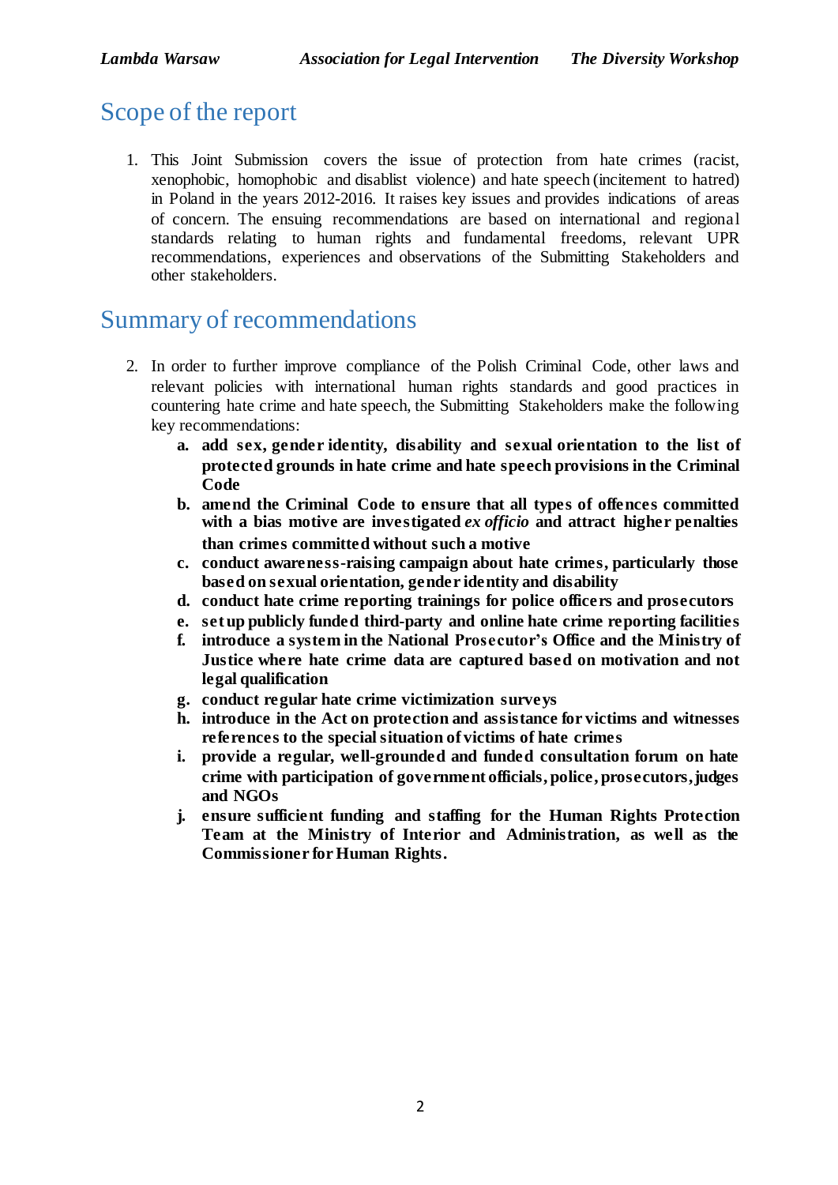## Scope of the report

1. This Joint Submission covers the issue of protection from hate crimes (racist, xenophobic, homophobic and disablist violence) and hate speech (incitement to hatred) in Poland in the years 2012-2016. It raises key issues and provides indications of areas of concern. The ensuing recommendations are based on international and regional standards relating to human rights and fundamental freedoms, relevant UPR recommendations, experiences and observations of the Submitting Stakeholders and other stakeholders.

## Summary of recommendations

2. In order to further improve compliance of the Polish Criminal Code, other laws and relevant policies with international human rights standards and good practices in countering hate crime and hate speech, the Submitting Stakeholders make the following key recommendations:
   a. **add sex, gender identity, disability and sexual orientation to the list of protected grounds in hate crime and hate speech provisions in the Criminal Code**
   b. **amend the Criminal Code to ensure that all types of offences committed with a bias motive are investigated *ex officio* and attract higher penalties than crimes committed without such a motive**
   c. **conduct awareness-raising campaign about hate crimes, particularly those based on sexual orientation, gender identity and disability**
   d. **conduct hate crime reporting trainings for police officers and prosecutors**
   e. **set up publicly funded third-party and online hate crime reporting facilities**
   f. **introduce a system in the National Prosecutor's Office and the Ministry of Justice where hate crime data are captured based on motivation and not legal qualification**
   g. **conduct regular hate crime victimization surveys**
   h. **introduce in the Act on protection and assistance for victims and witnesses references to the special situation of victims of hate crimes**
   i. **provide a regular, well-grounded and funded consultation forum on hate crime with participation of government officials, police, prosecutors, judges and NGOs**
   j. **ensure sufficient funding and staffing for the Human Rights Protection Team at the Ministry of Interior and Administration, as well as the Commissioner for Human Rights.**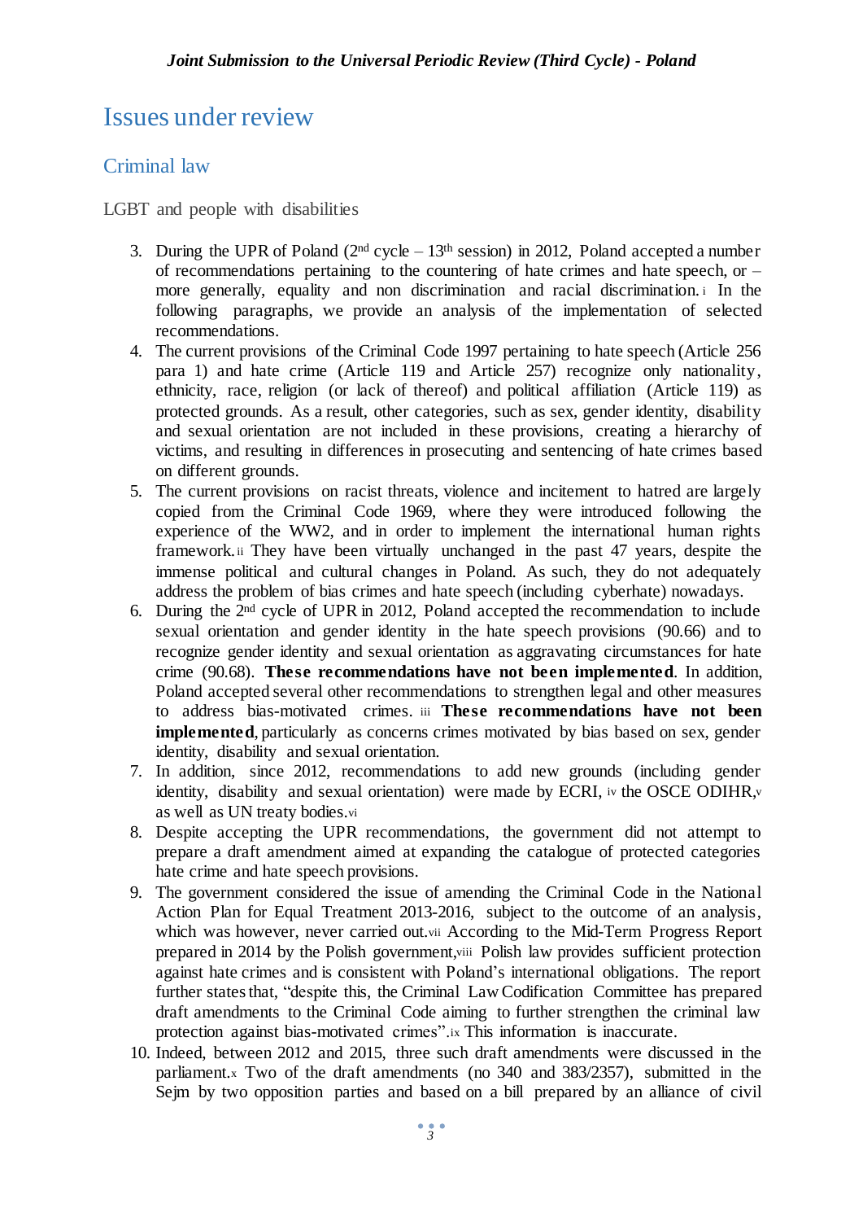# Issues under review

## Criminal law

### LGBT and people with disabilities

3. During the UPR of Poland (2nd cycle – 13th session) in 2012, Poland accepted a number of recommendations pertaining to the countering of hate crimes and hate speech, or – more generally, equality and non discrimination and racial discrimination.[i] In the following paragraphs, we provide an analysis of the implementation of selected recommendations.
4. The current provisions of the Criminal Code 1997 pertaining to hate speech (Article 256 para 1) and hate crime (Article 119 and Article 257) recognize only nationality, ethnicity, race, religion (or lack of thereof) and political affiliation (Article 119) as protected grounds. As a result, other categories, such as sex, gender identity, disability and sexual orientation are not included in these provisions, creating a hierarchy of victims, and resulting in differences in prosecuting and sentencing of hate crimes based on different grounds.
5. The current provisions on racist threats, violence and incitement to hatred are largely copied from the Criminal Code 1969, where they were introduced following the experience of the WW2, and in order to implement the international human rights framework.[ii] They have been virtually unchanged in the past 47 years, despite the immense political and cultural changes in Poland. As such, they do not adequately address the problem of bias crimes and hate speech (including cyberhate) nowadays.
6. During the 2nd cycle of UPR in 2012, Poland accepted the recommendation to include sexual orientation and gender identity in the hate speech provisions (90.66) and to recognize gender identity and sexual orientation as aggravating circumstances for hate crime (90.68). **These recommendations have not been implemented**. In addition, Poland accepted several other recommendations to strengthen legal and other measures to address bias-motivated crimes.[iii] **These recommendations have not been implemented**, particularly as concerns crimes motivated by bias based on sex, gender identity, disability and sexual orientation.
7. In addition, since 2012, recommendations to add new grounds (including gender identity, disability and sexual orientation) were made by ECRI,[iv] the OSCE ODIHR,[v] as well as UN treaty bodies.[vi]
8. Despite accepting the UPR recommendations, the government did not attempt to prepare a draft amendment aimed at expanding the catalogue of protected categories hate crime and hate speech provisions.
9. The government considered the issue of amending the Criminal Code in the National Action Plan for Equal Treatment 2013-2016, subject to the outcome of an analysis, which was however, never carried out.[vii] According to the Mid-Term Progress Report prepared in 2014 by the Polish government,[viii] Polish law provides sufficient protection against hate crimes and is consistent with Poland's international obligations. The report further states that, "despite this, the Criminal Law Codification Committee has prepared draft amendments to the Criminal Code aiming to further strengthen the criminal law protection against bias-motivated crimes".[ix] This information is inaccurate.
10. Indeed, between 2012 and 2015, three such draft amendments were discussed in the parliament.[x] Two of the draft amendments (no 340 and 383/2357), submitted in the Sejm by two opposition parties and based on a bill prepared by an alliance of civil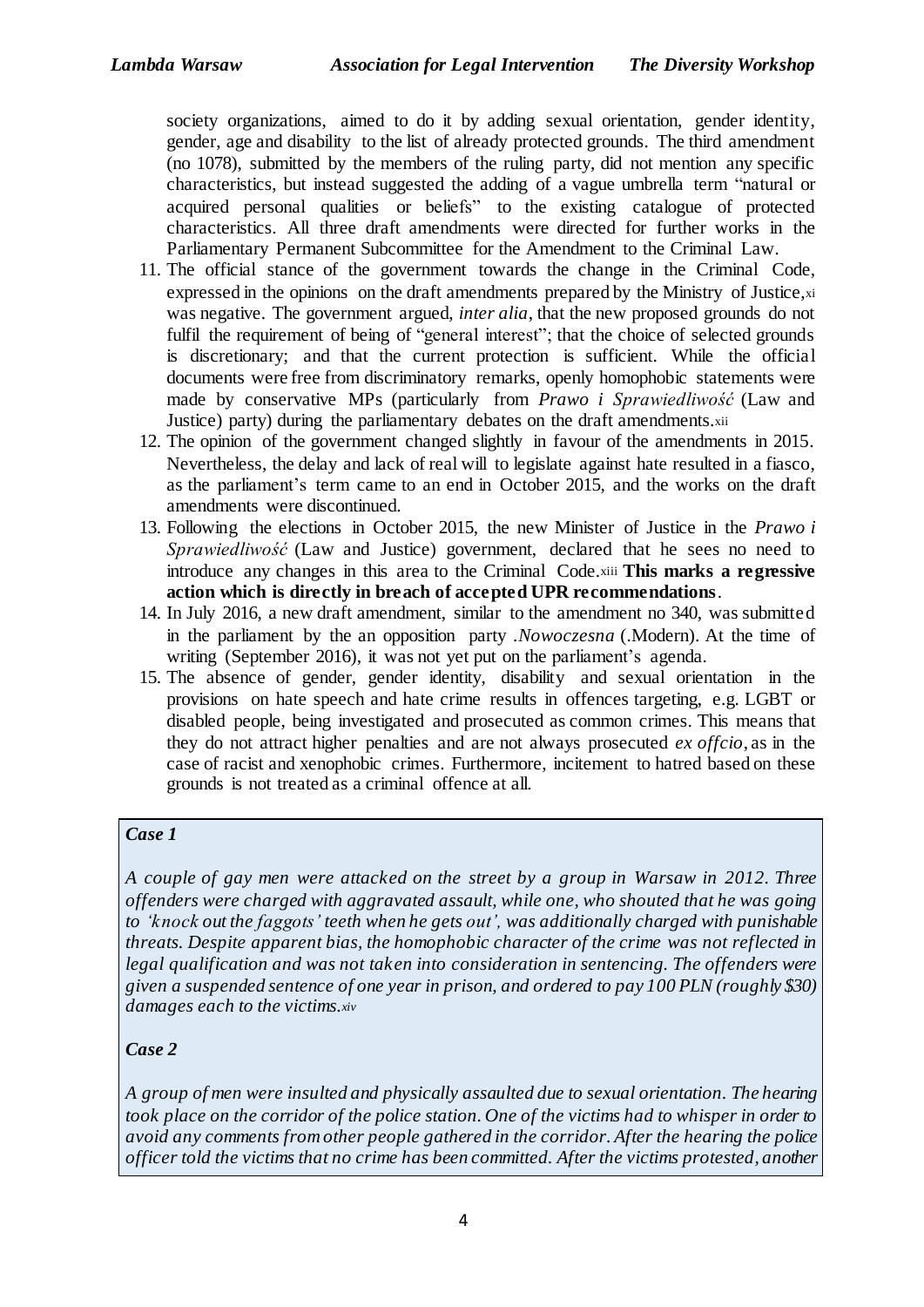society organizations, aimed to do it by adding sexual orientation, gender identity, gender, age and disability to the list of already protected grounds. The third amendment (no 1078), submitted by the members of the ruling party, did not mention any specific characteristics, but instead suggested the adding of a vague umbrella term "natural or acquired personal qualities or beliefs" to the existing catalogue of protected characteristics. All three draft amendments were directed for further works in the Parliamentary Permanent Subcommittee for the Amendment to the Criminal Law.

11. The official stance of the government towards the change in the Criminal Code, expressed in the opinions on the draft amendments prepared by the Ministry of Justice,[xi] was negative. The government argued, *inter alia*, that the new proposed grounds do not fulfil the requirement of being of "general interest"; that the choice of selected grounds is discretionary; and that the current protection is sufficient. While the official documents were free from discriminatory remarks, openly homophobic statements were made by conservative MPs (particularly from *Prawo i Sprawiedliwość* (Law and Justice) party) during the parliamentary debates on the draft amendments.[xii]
12. The opinion of the government changed slightly in favour of the amendments in 2015. Nevertheless, the delay and lack of real will to legislate against hate resulted in a fiasco, as the parliament's term came to an end in October 2015, and the works on the draft amendments were discontinued.
13. Following the elections in October 2015, the new Minister of Justice in the *Prawo i Sprawiedliwość* (Law and Justice) government, declared that he sees no need to introduce any changes in this area to the Criminal Code.[xiii] **This marks a regressive action which is directly in breach of accepted UPR recommendations**.
14. In July 2016, a new draft amendment, similar to the amendment no 340, was submitted in the parliament by the an opposition party *.Nowoczesna* (.Modern). At the time of writing (September 2016), it was not yet put on the parliament's agenda.
15. The absence of gender, gender identity, disability and sexual orientation in the provisions on hate speech and hate crime results in offences targeting, e.g. LGBT or disabled people, being investigated and prosecuted as common crimes. This means that they do not attract higher penalties and are not always prosecuted *ex offcio*, as in the case of racist and xenophobic crimes. Furthermore, incitement to hatred based on these grounds is not treated as a criminal offence at all.

***Case 1***

*A couple of gay men were attacked on the street by a group in Warsaw in 2012. Three offenders were charged with aggravated assault, while one, who shouted that he was going to 'knock out the faggots' teeth when he gets out', was additionally charged with punishable threats. Despite apparent bias, the homophobic character of the crime was not reflected in legal qualification and was not taken into consideration in sentencing. The offenders were given a suspended sentence of one year in prison, and ordered to pay 100 PLN (roughly $30) damages each to the victims.*[xiv]

***Case 2***

*A group of men were insulted and physically assaulted due to sexual orientation. The hearing took place on the corridor of the police station. One of the victims had to whisper in order to avoid any comments from other people gathered in the corridor. After the hearing the police officer told the victims that no crime has been committed. After the victims protested, another*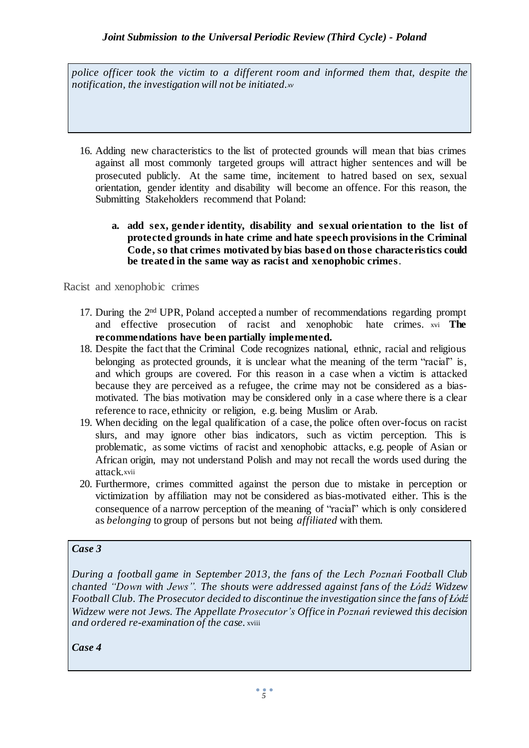*police officer took the victim to a different room and informed them that, despite the notification, the investigation will not be initiated.*[xv]

16. Adding new characteristics to the list of protected grounds will mean that bias crimes against all most commonly targeted groups will attract higher sentences and will be prosecuted publicly. At the same time, incitement to hatred based on sex, sexual orientation, gender identity and disability will become an offence. For this reason, the Submitting Stakeholders recommend that Poland:

    a. **add sex, gender identity, disability and sexual orientation to the list of protected grounds in hate crime and hate speech provisions in the Criminal Code, so that crimes motivated by bias based on those characteristics could be treated in the same way as racist and xenophobic crimes**.

## Racist and xenophobic crimes

17. During the 2nd UPR, Poland accepted a number of recommendations regarding prompt and effective prosecution of racist and xenophobic hate crimes.[xvi] **The recommendations have been partially implemented.**
18. Despite the fact that the Criminal Code recognizes national, ethnic, racial and religious belonging as protected grounds, it is unclear what the meaning of the term "racial" is, and which groups are covered. For this reason in a case when a victim is attacked because they are perceived as a refugee, the crime may not be considered as a bias-motivated. The bias motivation may be considered only in a case where there is a clear reference to race, ethnicity or religion, e.g. being Muslim or Arab.
19. When deciding on the legal qualification of a case, the police often over-focus on racist slurs, and may ignore other bias indicators, such as victim perception. This is problematic, as some victims of racist and xenophobic attacks, e.g. people of Asian or African origin, may not understand Polish and may not recall the words used during the attack.[xvii]
20. Furthermore, crimes committed against the person due to mistake in perception or victimization by affiliation may not be considered as bias-motivated either. This is the consequence of a narrow perception of the meaning of "racial" which is only considered as *belonging* to group of persons but not being *affiliated* with them.

***Case 3***

*During a football game in September 2013, the fans of the Lech Poznań Football Club chanted "Down with Jews". The shouts were addressed against fans of the Łódź Widzew Football Club. The Prosecutor decided to discontinue the investigation since the fans of Łódź Widzew were not Jews. The Appellate Prosecutor's Office in Poznań reviewed this decision and ordered re-examination of the case.*[xviii]

***Case 4***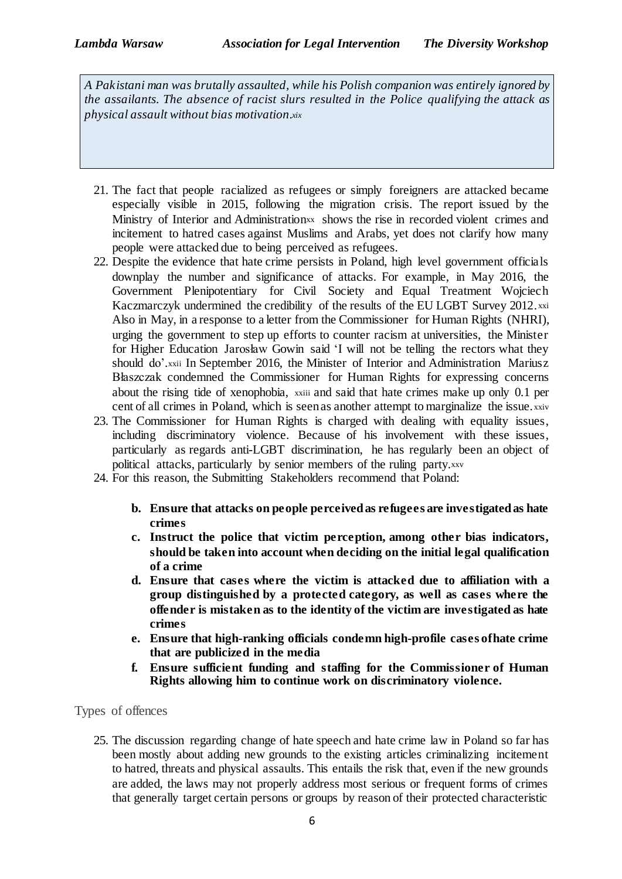*A Pakistani man was brutally assaulted, while his Polish companion was entirely ignored by the assailants. The absence of racist slurs resulted in the Police qualifying the attack as physical assault without bias motivation.*[xix]

21. The fact that people racialized as refugees or simply foreigners are attacked became especially visible in 2015, following the migration crisis. The report issued by the Ministry of Interior and Administration[xx] shows the rise in recorded violent crimes and incitement to hatred cases against Muslims and Arabs, yet does not clarify how many people were attacked due to being perceived as refugees.
22. Despite the evidence that hate crime persists in Poland, high level government officials downplay the number and significance of attacks. For example, in May 2016, the Government Plenipotentiary for Civil Society and Equal Treatment Wojciech Kaczmarczyk undermined the credibility of the results of the EU LGBT Survey 2012.[xxi] Also in May, in a response to a letter from the Commissioner for Human Rights (NHRI), urging the government to step up efforts to counter racism at universities, the Minister for Higher Education Jarosław Gowin said 'I will not be telling the rectors what they should do'.[xxii] In September 2016, the Minister of Interior and Administration Mariusz Błaszczak condemned the Commissioner for Human Rights for expressing concerns about the rising tide of xenophobia, [xxiii] and said that hate crimes make up only 0.1 per cent of all crimes in Poland, which is seen as another attempt to marginalize the issue.[xxiv]
23. The Commissioner for Human Rights is charged with dealing with equality issues, including discriminatory violence. Because of his involvement with these issues, particularly as regards anti-LGBT discrimination, he has regularly been an object of political attacks, particularly by senior members of the ruling party.[xxv]
24. For this reason, the Submitting Stakeholders recommend that Poland:

    b. **Ensure that attacks on people perceived as refugees are investigated as hate crimes**

    c. **Instruct the police that victim perception, among other bias indicators, should be taken into account when deciding on the initial legal qualification of a crime**

    d. **Ensure that cases where the victim is attacked due to affiliation with a group distinguished by a protected category, as well as cases where the offender is mistaken as to the identity of the victim are investigated as hate crimes**

    e. **Ensure that high-ranking officials condemn high-profile cases of hate crime that are publicized in the media**

    f. **Ensure sufficient funding and staffing for the Commissioner of Human Rights allowing him to continue work on discriminatory violence.**

## Types of offences

25. The discussion regarding change of hate speech and hate crime law in Poland so far has been mostly about adding new grounds to the existing articles criminalizing incitement to hatred, threats and physical assaults. This entails the risk that, even if the new grounds are added, the laws may not properly address most serious or frequent forms of crimes that generally target certain persons or groups by reason of their protected characteristic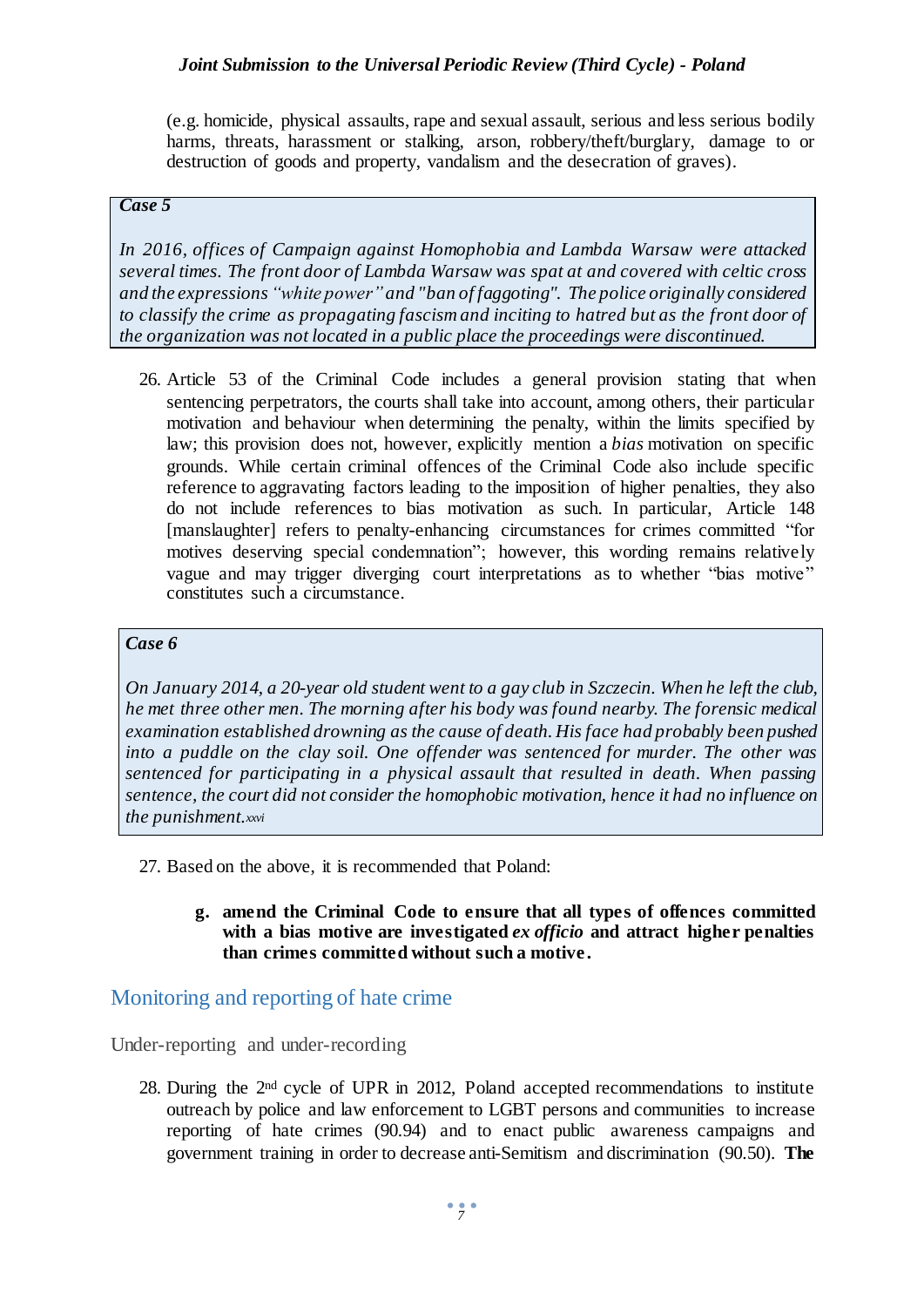(e.g. homicide, physical assaults, rape and sexual assault, serious and less serious bodily harms, threats, harassment or stalking, arson, robbery/theft/burglary, damage to or destruction of goods and property, vandalism and the desecration of graves).

> ***Case 5***
>
> *In 2016, offices of Campaign against Homophobia and Lambda Warsaw were attacked several times. The front door of Lambda Warsaw was spat at and covered with celtic cross and the expressions "white power" and "ban of faggoting". The police originally considered to classify the crime as propagating fascism and inciting to hatred but as the front door of the organization was not located in a public place the proceedings were discontinued.*

26. Article 53 of the Criminal Code includes a general provision stating that when sentencing perpetrators, the courts shall take into account, among others, their particular motivation and behaviour when determining the penalty, within the limits specified by law; this provision does not, however, explicitly mention a *bias* motivation on specific grounds. While certain criminal offences of the Criminal Code also include specific reference to aggravating factors leading to the imposition of higher penalties, they also do not include references to bias motivation as such. In particular, Article 148 [manslaughter] refers to penalty-enhancing circumstances for crimes committed "for motives deserving special condemnation"; however, this wording remains relatively vague and may trigger diverging court interpretations as to whether "bias motive" constitutes such a circumstance.

> ***Case 6***
>
> *On January 2014, a 20-year old student went to a gay club in Szczecin. When he left the club, he met three other men. The morning after his body was found nearby. The forensic medical examination established drowning as the cause of death. His face had probably been pushed into a puddle on the clay soil. One offender was sentenced for murder. The other was sentenced for participating in a physical assault that resulted in death. When passing sentence, the court did not consider the homophobic motivation, hence it had no influence on the punishment.*[xxvi]

27. Based on the above, it is recommended that Poland:

    **g. amend the Criminal Code to ensure that all types of offences committed with a bias motive are investigated *ex officio* and attract higher penalties than crimes committed without such a motive.**

## Monitoring and reporting of hate crime

### Under-reporting and under-recording

28. During the 2nd cycle of UPR in 2012, Poland accepted recommendations to institute outreach by police and law enforcement to LGBT persons and communities to increase reporting of hate crimes (90.94) and to enact public awareness campaigns and government training in order to decrease anti-Semitism and discrimination (90.50). **The**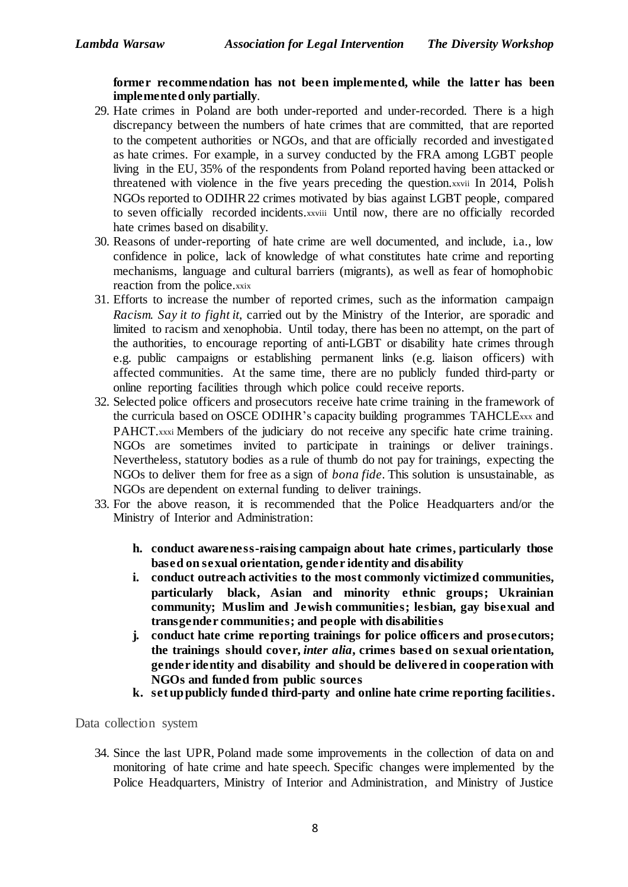**former recommendation has not been implemented, while the latter has been implemented only partially**.

29. Hate crimes in Poland are both under-reported and under-recorded. There is a high discrepancy between the numbers of hate crimes that are committed, that are reported to the competent authorities or NGOs, and that are officially recorded and investigated as hate crimes. For example, in a survey conducted by the FRA among LGBT people living in the EU, 35% of the respondents from Poland reported having been attacked or threatened with violence in the five years preceding the question.[xxvii] In 2014, Polish NGOs reported to ODIHR 22 crimes motivated by bias against LGBT people, compared to seven officially recorded incidents.[xxviii] Until now, there are no officially recorded hate crimes based on disability.
30. Reasons of under-reporting of hate crime are well documented, and include, i.a., low confidence in police, lack of knowledge of what constitutes hate crime and reporting mechanisms, language and cultural barriers (migrants), as well as fear of homophobic reaction from the police.[xxix]
31. Efforts to increase the number of reported crimes, such as the information campaign *Racism. Say it to fight it,* carried out by the Ministry of the Interior, are sporadic and limited to racism and xenophobia. Until today, there has been no attempt, on the part of the authorities, to encourage reporting of anti-LGBT or disability hate crimes through e.g. public campaigns or establishing permanent links (e.g. liaison officers) with affected communities. At the same time, there are no publicly funded third-party or online reporting facilities through which police could receive reports.
32. Selected police officers and prosecutors receive hate crime training in the framework of the curricula based on OSCE ODIHR's capacity building programmes TAHCLE[xxx] and PAHCT.[xxxi] Members of the judiciary do not receive any specific hate crime training. NGOs are sometimes invited to participate in trainings or deliver trainings. Nevertheless, statutory bodies as a rule of thumb do not pay for trainings, expecting the NGOs to deliver them for free as a sign of *bona fide*. This solution is unsustainable, as NGOs are dependent on external funding to deliver trainings.
33. For the above reason, it is recommended that the Police Headquarters and/or the Ministry of Interior and Administration:

    h. **conduct awareness-raising campaign about hate crimes, particularly those based on sexual orientation, gender identity and disability**

    i. **conduct outreach activities to the most commonly victimized communities, particularly black, Asian and minority ethnic groups; Ukrainian community; Muslim and Jewish communities; lesbian, gay bisexual and transgender communities; and people with disabilities**

    j. **conduct hate crime reporting trainings for police officers and prosecutors; the trainings should cover, *inter alia*, crimes based on sexual orientation, gender identity and disability and should be delivered in cooperation with NGOs and funded from public sources**

    k. **set up publicly funded third-party and online hate crime reporting facilities.**

## Data collection system

34. Since the last UPR, Poland made some improvements in the collection of data on and monitoring of hate crime and hate speech. Specific changes were implemented by the Police Headquarters, Ministry of Interior and Administration, and Ministry of Justice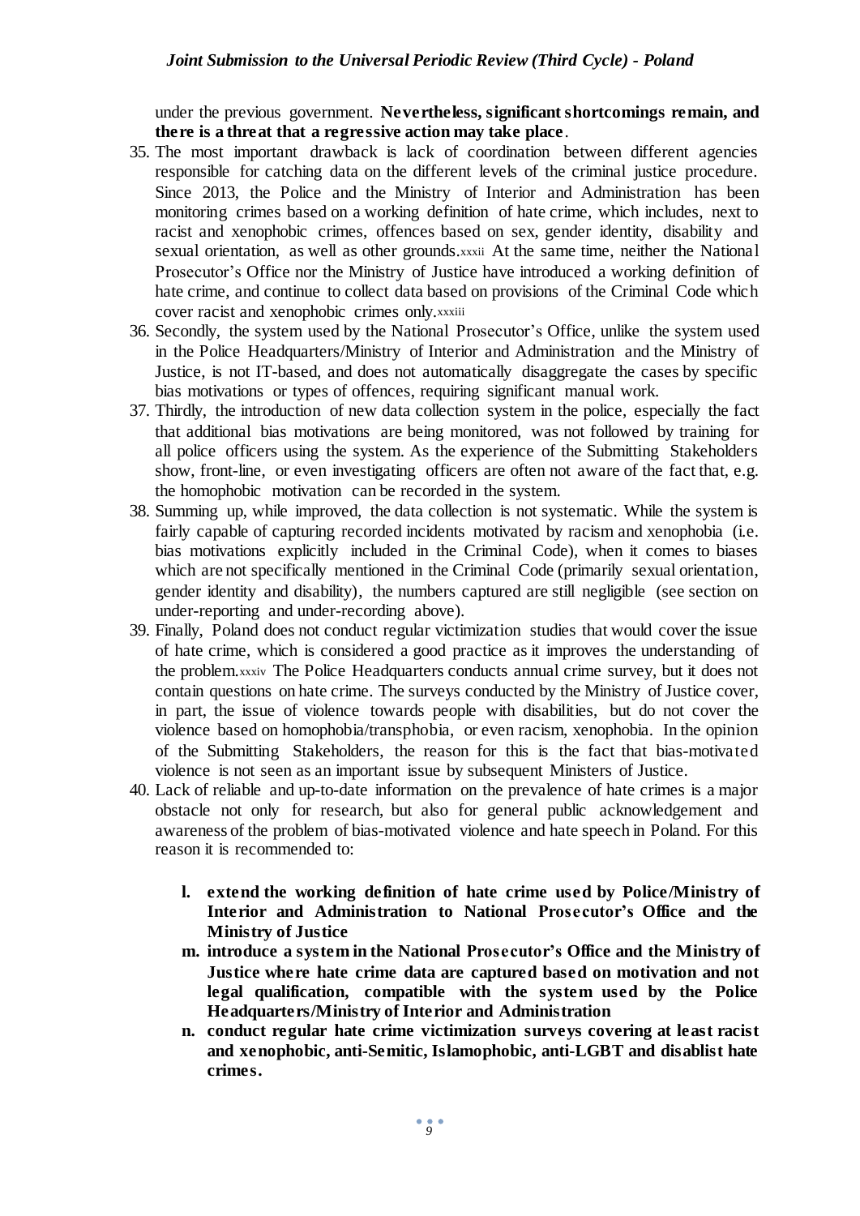under the previous government. **Nevertheless, significant shortcomings remain, and there is a threat that a regressive action may take place**.

35. The most important drawback is lack of coordination between different agencies responsible for catching data on the different levels of the criminal justice procedure. Since 2013, the Police and the Ministry of Interior and Administration has been monitoring crimes based on a working definition of hate crime, which includes, next to racist and xenophobic crimes, offences based on sex, gender identity, disability and sexual orientation, as well as other grounds.[xxxii] At the same time, neither the National Prosecutor's Office nor the Ministry of Justice have introduced a working definition of hate crime, and continue to collect data based on provisions of the Criminal Code which cover racist and xenophobic crimes only.[xxxiii]
36. Secondly, the system used by the National Prosecutor's Office, unlike the system used in the Police Headquarters/Ministry of Interior and Administration and the Ministry of Justice, is not IT-based, and does not automatically disaggregate the cases by specific bias motivations or types of offences, requiring significant manual work.
37. Thirdly, the introduction of new data collection system in the police, especially the fact that additional bias motivations are being monitored, was not followed by training for all police officers using the system. As the experience of the Submitting Stakeholders show, front-line, or even investigating officers are often not aware of the fact that, e.g. the homophobic motivation can be recorded in the system.
38. Summing up, while improved, the data collection is not systematic. While the system is fairly capable of capturing recorded incidents motivated by racism and xenophobia (i.e. bias motivations explicitly included in the Criminal Code), when it comes to biases which are not specifically mentioned in the Criminal Code (primarily sexual orientation, gender identity and disability), the numbers captured are still negligible (see section on under-reporting and under-recording above).
39. Finally, Poland does not conduct regular victimization studies that would cover the issue of hate crime, which is considered a good practice as it improves the understanding of the problem.[xxxiv] The Police Headquarters conducts annual crime survey, but it does not contain questions on hate crime. The surveys conducted by the Ministry of Justice cover, in part, the issue of violence towards people with disabilities, but do not cover the violence based on homophobia/transphobia, or even racism, xenophobia. In the opinion of the Submitting Stakeholders, the reason for this is the fact that bias-motivated violence is not seen as an important issue by subsequent Ministers of Justice.
40. Lack of reliable and up-to-date information on the prevalence of hate crimes is a major obstacle not only for research, but also for general public acknowledgement and awareness of the problem of bias-motivated violence and hate speech in Poland. For this reason it is recommended to:

   l. **extend the working definition of hate crime used by Police/Ministry of Interior and Administration to National Prosecutor's Office and the Ministry of Justice**
   m. **introduce a system in the National Prosecutor's Office and the Ministry of Justice where hate crime data are captured based on motivation and not legal qualification, compatible with the system used by the Police Headquarters/Ministry of Interior and Administration**
   n. **conduct regular hate crime victimization surveys covering at least racist and xenophobic, anti-Semitic, Islamophobic, anti-LGBT and disablist hate crimes.**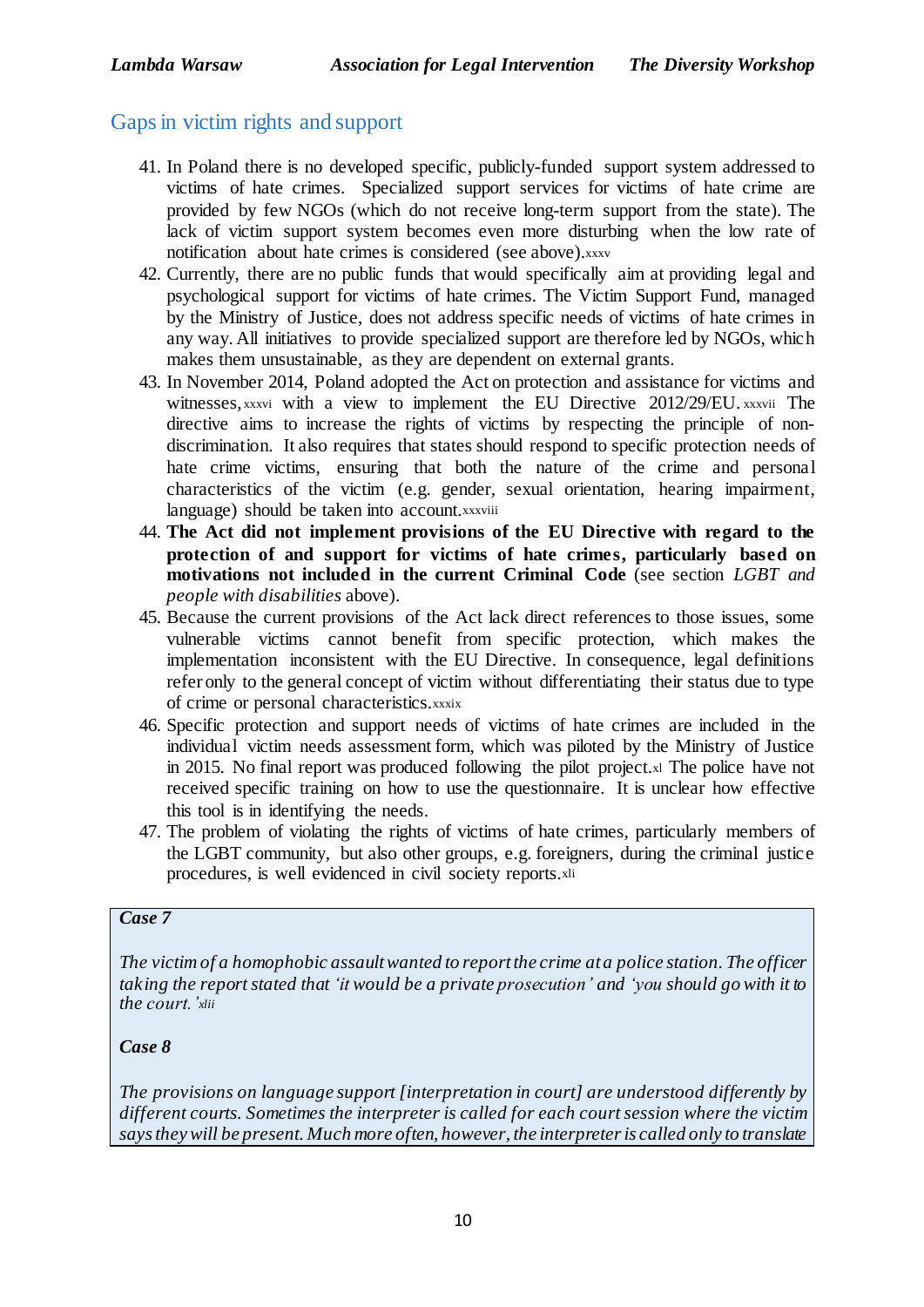## Gaps in victim rights and support

41. In Poland there is no developed specific, publicly-funded support system addressed to victims of hate crimes. Specialized support services for victims of hate crime are provided by few NGOs (which do not receive long-term support from the state). The lack of victim support system becomes even more disturbing when the low rate of notification about hate crimes is considered (see above).[xxxv]
42. Currently, there are no public funds that would specifically aim at providing legal and psychological support for victims of hate crimes. The Victim Support Fund, managed by the Ministry of Justice, does not address specific needs of victims of hate crimes in any way. All initiatives to provide specialized support are therefore led by NGOs, which makes them unsustainable, as they are dependent on external grants.
43. In November 2014, Poland adopted the Act on protection and assistance for victims and witnesses,[xxxvi] with a view to implement the EU Directive 2012/29/EU.[xxxvii] The directive aims to increase the rights of victims by respecting the principle of non-discrimination. It also requires that states should respond to specific protection needs of hate crime victims, ensuring that both the nature of the crime and personal characteristics of the victim (e.g. gender, sexual orientation, hearing impairment, language) should be taken into account.[xxxviii]
44. **The Act did not implement provisions of the EU Directive with regard to the protection of and support for victims of hate crimes, particularly based on motivations not included in the current Criminal Code** (see section *LGBT and people with disabilities* above).
45. Because the current provisions of the Act lack direct references to those issues, some vulnerable victims cannot benefit from specific protection, which makes the implementation inconsistent with the EU Directive. In consequence, legal definitions refer only to the general concept of victim without differentiating their status due to type of crime or personal characteristics.[xxxix]
46. Specific protection and support needs of victims of hate crimes are included in the individual victim needs assessment form, which was piloted by the Ministry of Justice in 2015. No final report was produced following the pilot project.[xl] The police have not received specific training on how to use the questionnaire. It is unclear how effective this tool is in identifying the needs.
47. The problem of violating the rights of victims of hate crimes, particularly members of the LGBT community, but also other groups, e.g. foreigners, during the criminal justice procedures, is well evidenced in civil society reports.[xli]

***Case 7***

*The victim of a homophobic assault wanted to report the crime at a police station. The officer taking the report stated that 'it would be a private prosecution' and 'you should go with it to the court.'*[xlii]

***Case 8***

*The provisions on language support [interpretation in court] are understood differently by different courts. Sometimes the interpreter is called for each court session where the victim says they will be present. Much more often, however, the interpreter is called only to translate*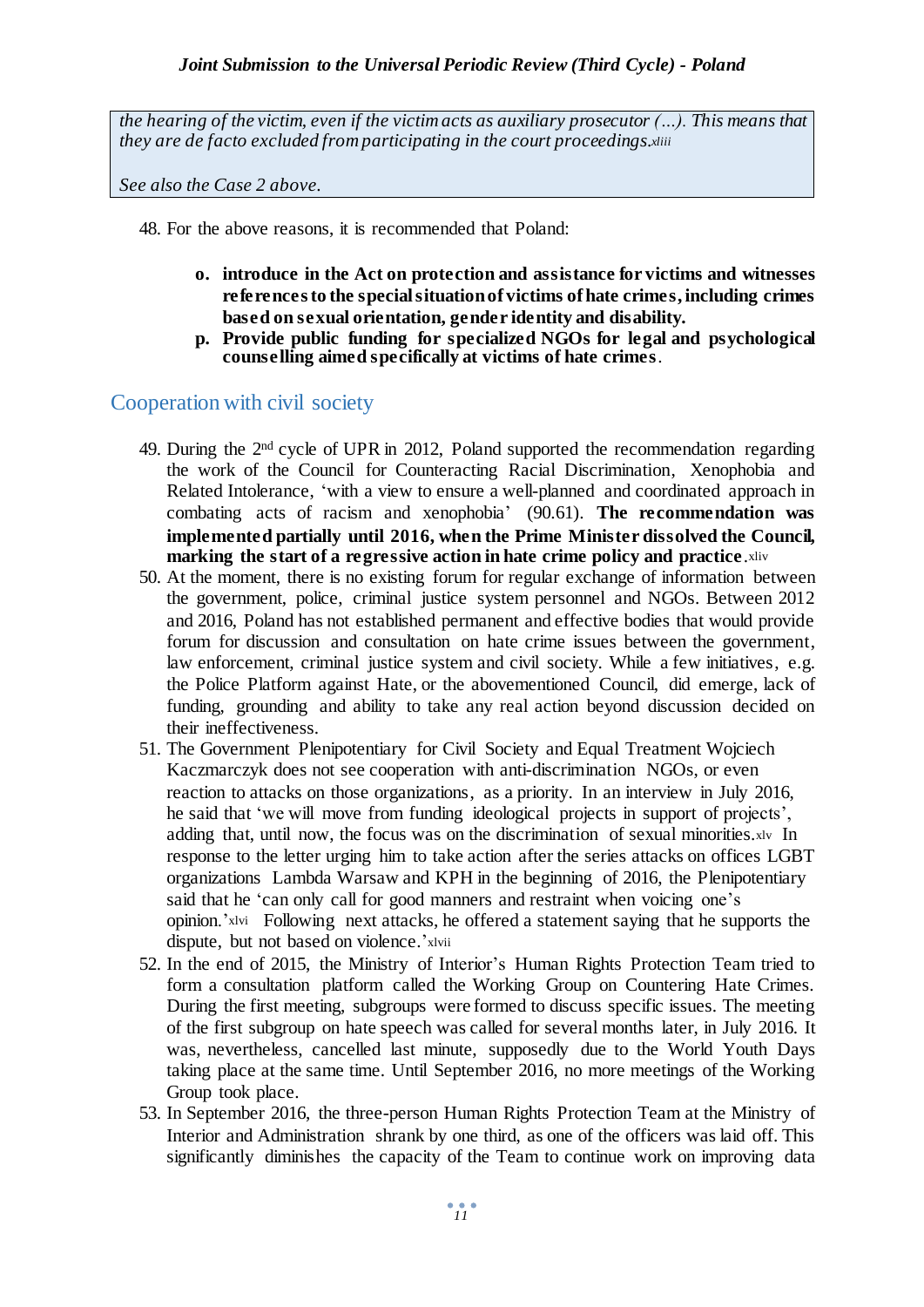*the hearing of the victim, even if the victim acts as auxiliary prosecutor (...). This means that they are de facto excluded from participating in the court proceedings.*[xliii]

*See also the Case 2 above.*

48. For the above reasons, it is recommended that Poland:

   **o. introduce in the Act on protection and assistance for victims and witnesses references to the special situation of victims of hate crimes, including crimes based on sexual orientation, gender identity and disability.**

   **p. Provide public funding for specialized NGOs for legal and psychological counselling aimed specifically at victims of hate crimes**.

## Cooperation with civil society

49. During the 2nd cycle of UPR in 2012, Poland supported the recommendation regarding the work of the Council for Counteracting Racial Discrimination, Xenophobia and Related Intolerance, 'with a view to ensure a well-planned and coordinated approach in combating acts of racism and xenophobia' (90.61). **The recommendation was implemented partially until 2016, when the Prime Minister dissolved the Council, marking the start of a regressive action in hate crime policy and practice**.[xliv]

50. At the moment, there is no existing forum for regular exchange of information between the government, police, criminal justice system personnel and NGOs. Between 2012 and 2016, Poland has not established permanent and effective bodies that would provide forum for discussion and consultation on hate crime issues between the government, law enforcement, criminal justice system and civil society. While a few initiatives, e.g. the Police Platform against Hate, or the abovementioned Council, did emerge, lack of funding, grounding and ability to take any real action beyond discussion decided on their ineffectiveness.

51. The Government Plenipotentiary for Civil Society and Equal Treatment Wojciech Kaczmarczyk does not see cooperation with anti-discrimination NGOs, or even reaction to attacks on those organizations, as a priority. In an interview in July 2016, he said that 'we will move from funding ideological projects in support of projects', adding that, until now, the focus was on the discrimination of sexual minorities.[xlv] In response to the letter urging him to take action after the series attacks on offices LGBT organizations Lambda Warsaw and KPH in the beginning of 2016, the Plenipotentiary said that he 'can only call for good manners and restraint when voicing one's opinion.'[xlvi] Following next attacks, he offered a statement saying that he supports the dispute, but not based on violence.'[xlvii]

52. In the end of 2015, the Ministry of Interior's Human Rights Protection Team tried to form a consultation platform called the Working Group on Countering Hate Crimes. During the first meeting, subgroups were formed to discuss specific issues. The meeting of the first subgroup on hate speech was called for several months later, in July 2016. It was, nevertheless, cancelled last minute, supposedly due to the World Youth Days taking place at the same time. Until September 2016, no more meetings of the Working Group took place.

53. In September 2016, the three-person Human Rights Protection Team at the Ministry of Interior and Administration shrank by one third, as one of the officers was laid off. This significantly diminishes the capacity of the Team to continue work on improving data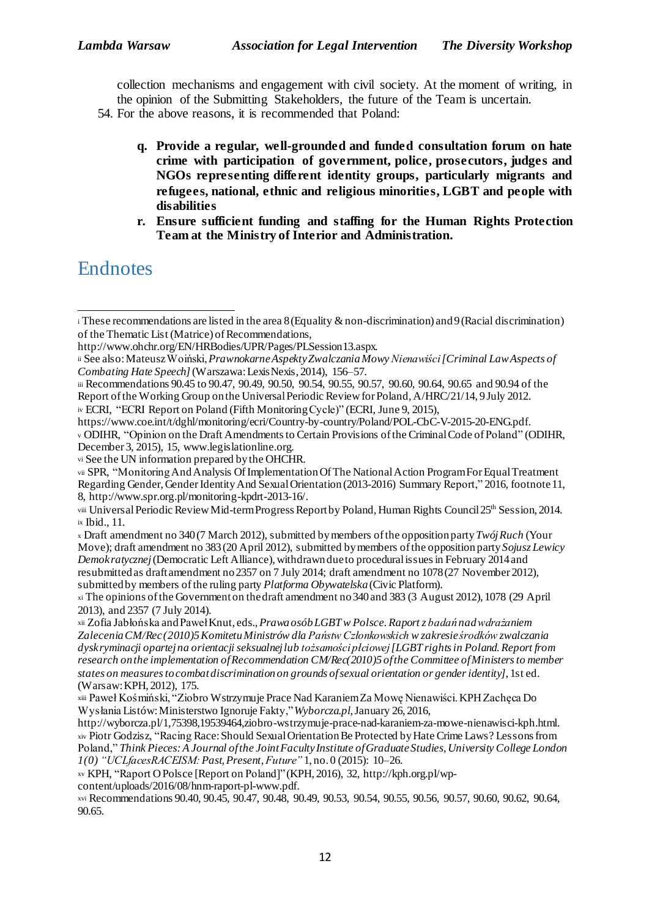collection mechanisms and engagement with civil society. At the moment of writing, in the opinion of the Submitting Stakeholders, the future of the Team is uncertain.

54. For the above reasons, it is recommended that Poland:

    **q. Provide a regular, well-grounded and funded consultation forum on hate crime with participation of government, police, prosecutors, judges and NGOs representing different identity groups, particularly migrants and refugees, national, ethnic and religious minorities, LGBT and people with disabilities**

    **r. Ensure sufficient funding and staffing for the Human Rights Protection Team at the Ministry of Interior and Administration.**

# Endnotes

---

i These recommendations are listed in the area 8 (Equality & non-discrimination) and 9 (Racial discrimination) of the Thematic List (Matrice) of Recommendations, http://www.ohchr.org/EN/HRBodies/UPR/Pages/PLSession13.aspx.

ii See also: Mateusz Woiński, *Prawnokarne Aspekty Zwalczania Mowy Nienawiści [Criminal Law Aspects of Combating Hate Speech]* (Warszawa: LexisNexis, 2014), 156–57.

iii Recommendations 90.45 to 90.47, 90.49, 90.50, 90.54, 90.55, 90.57, 90.60, 90.64, 90.65 and 90.94 of the Report of the Working Group on the Universal Periodic Review for Poland, A/HRC/21/14, 9 July 2012.

iv ECRI, "ECRI Report on Poland (Fifth Monitoring Cycle)" (ECRI, June 9, 2015), https://www.coe.int/t/dghl/monitoring/ecri/Country-by-country/Poland/POL-CbC-V-2015-20-ENG.pdf.

v ODIHR, "Opinion on the Draft Amendments to Certain Provisions of the Criminal Code of Poland" (ODIHR, December 3, 2015), 15, www.legislationline.org.

vi See the UN information prepared by the OHCHR.

vii SPR, "Monitoring And Analysis Of Implementation Of The National Action Program For Equal Treatment Regarding Gender, Gender Identity And Sexual Orientation (2013-2016) Summary Report," 2016, footnote 11, 8, http://www.spr.org.pl/monitoring-kpdrt-2013-16/.

viii Universal Periodic Review Mid-term Progress Report by Poland, Human Rights Council 25th Session, 2014.

ix Ibid., 11.

x Draft amendment no 340 (7 March 2012), submitted by members of the opposition party *Twój Ruch* (Your Move); draft amendment no 383 (20 April 2012), submitted by members of the opposition party *Sojusz Lewicy Demokratycznej* (Democratic Left Alliance), withdrawn due to procedural issues in February 2014 and resubmitted as draft amendment no 2357 on 7 July 2014; draft amendment no 1078 (27 November 2012), submitted by members of the ruling party *Platforma Obywatelska* (Civic Platform).

xi The opinions of the Government on the draft amendment no 340 and 383 (3 August 2012), 1078 (29 April 2013), and 2357 (7 July 2014).

xii Zofia Jabłońska and Paweł Knut, eds., *Prawa osób LGBT w Polsce. Raport z badań nad wdrażaniem Zalecenia CM/Rec(2010)5 Komitetu Ministrów dla Państw Członkowskich w zakresie środków zwalczania dyskryminacji opartej na orientacji seksualnej lub tożsamości płciowej [LGBT rights in Poland. Report from research on the implementation of Recommendation CM/Rec(2010)5 of the Committee of Ministers to member states on measures to combat discrimination on grounds of sexual orientation or gender identity]*, 1st ed. (Warsaw: KPH, 2012), 175.

xiii Paweł Kośmiński, "Ziobro Wstrzymuje Prace Nad Karaniem Za Mowę Nienawiści. KPH Zachęca Do Wysłania Listów: Ministerstwo Ignoruje Fakty," *Wyborcza.pl*, January 26, 2016, http://wyborcza.pl/1,75398,19539464,ziobro-wstrzymuje-prace-nad-karaniem-za-mowe-nienawisci-kph.html.

xiv Piotr Godzisz, "Racing Race: Should Sexual Orientation Be Protected by Hate Crime Laws? Lessons from Poland," *Think Pieces: A Journal of the Joint Faculty Institute of Graduate Studies, University College London 1(0) "UCLfacesRACEISM: Past, Present, Future"* 1, no. 0 (2015): 10–26.

xv KPH, "Raport O Polsce [Report on Poland]" (KPH, 2016), 32, http://kph.org.pl/wp-content/uploads/2016/08/hnm-raport-pl-www.pdf.

xvi Recommendations 90.40, 90.45, 90.47, 90.48, 90.49, 90.53, 90.54, 90.55, 90.56, 90.57, 90.60, 90.62, 90.64, 90.65.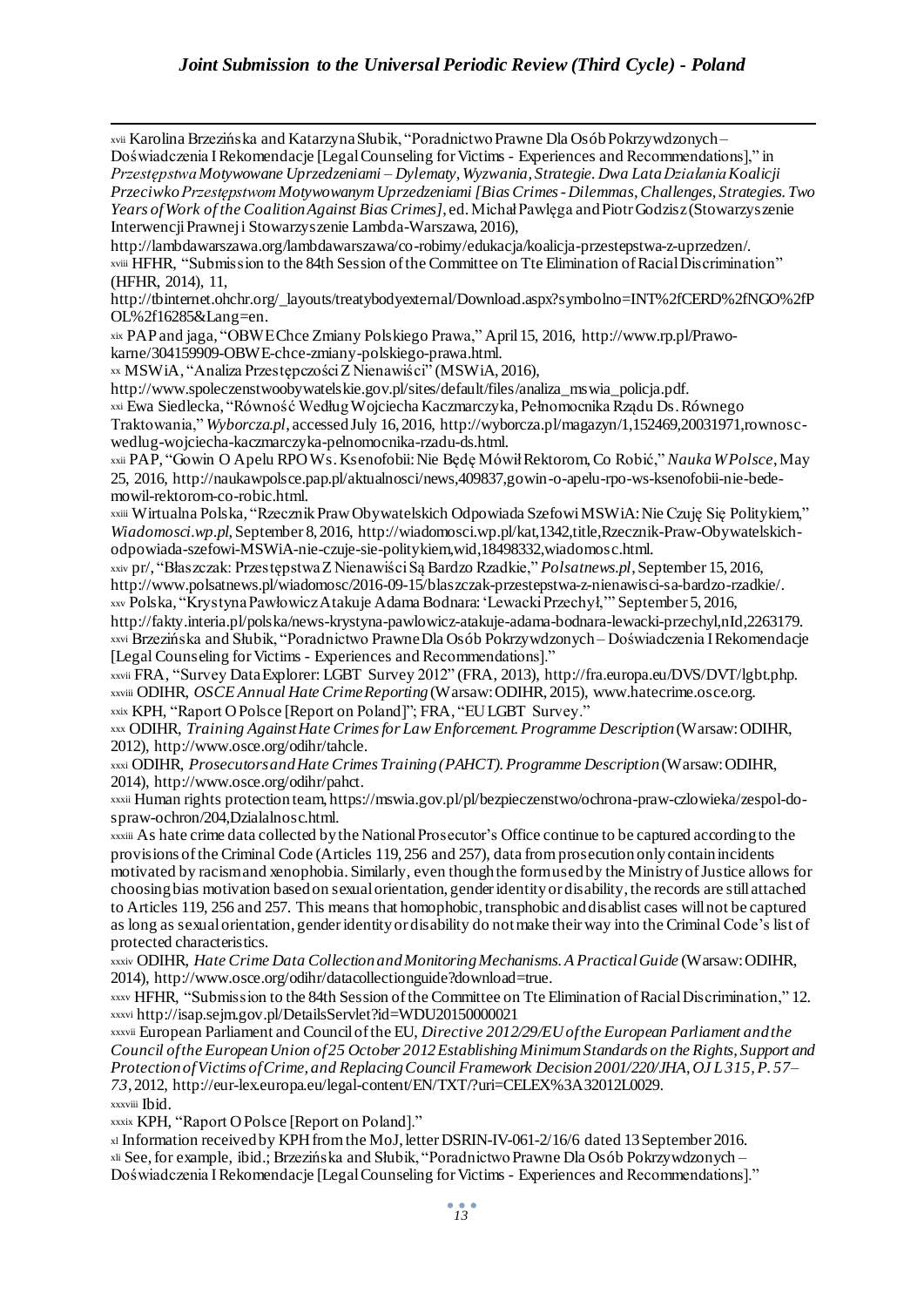[xvii] Karolina Brzezińska and Katarzyna Słubik, "Poradnictwo Prawne Dla Osób Pokrzywdzonych – Doświadczenia I Rekomendacje [Legal Counseling for Victims - Experiences and Recommendations]," in *Przestępstwa Motywowane Uprzedzeniami – Dylematy, Wyzwania, Strategie. Dwa Lata Działania Koalicji Przeciwko Przestępstwom Motywowanym Uprzedzeniami [Bias Crimes - Dilemmas, Challenges, Strategies. Two Years of Work of the Coalition Against Bias Crimes]*, ed. Michał Pawlęga and Piotr Godzisz (Stowarzyszenie Interwencji Prawnej i Stowarzyszenie Lambda-Warszawa, 2016), http://lambdawarszawa.org/lambdawarszawa/co-robimy/edukacja/koalicja-przestepstwa-z-uprzedzen/.

[xviii] HFHR, "Submission to the 84th Session of the Committee on Tte Elimination of Racial Discrimination" (HFHR, 2014), 11, http://tbinternet.ohchr.org/_layouts/treatybodyexternal/Download.aspx?symbolno=INT%2fCERD%2fNGO%2fPOL%2f16285&Lang=en.

[xix] PAP and jaga, "OBWE Chce Zmiany Polskiego Prawa," April 15, 2016, http://www.rp.pl/Prawo-karne/304159909-OBWE-chce-zmiany-polskiego-prawa.html.

[xx] MSWiA, "Analiza Przestępczości Z Nienawiści" (MSWiA, 2016), http://www.spoleczenstwoobywatelskie.gov.pl/sites/default/files/analiza_mswia_policja.pdf.

[xxi] Ewa Siedlecka, "Równość Według Wojciecha Kaczmarczyka, Pełnomocnika Rządu Ds. Równego Traktowania," *Wyborcza.pl*, accessed July 16, 2016, http://wyborcza.pl/magazyn/1,152469,20031971,rownosc-wedlug-wojciecha-kaczmarczyka-pelnomocnika-rzadu-ds.html.

[xxii] PAP, "Gowin O Apelu RPO Ws. Ksenofobii: Nie Będę Mówił Rektorom, Co Robić," *Nauka W Polsce*, May 25, 2016, http://naukawpolsce.pap.pl/aktualnosci/news,409837,gowin-o-apelu-rpo-ws-ksenofobii-nie-bede-mowil-rektorom-co-robic.html.

[xxiii] Wirtualna Polska, "Rzecznik Praw Obywatelskich Odpowiada Szefowi MSWiA: Nie Czuję Się Politykiem," *Wiadomosci.wp.pl*, September 8, 2016, http://wiadomosci.wp.pl/kat,1342,title,Rzecznik-Praw-Obywatelskich-odpowiada-szefowi-MSWiA-nie-czuje-sie-politykiem,wid,18498332,wiadomosc.html.

[xxiv] pr/, "Błaszczak: Przestępstwa Z Nienawiści Są Bardzo Rzadkie," *Polsatnews.pl*, September 15, 2016, http://www.polsatnews.pl/wiadomosc/2016-09-15/blaszczak-przestepstwa-z-nienawisci-sa-bardzo-rzadkie/.

[xxv] Polska, "Krystyna Pawłowicz Atakuje Adama Bodnara: 'Lewacki Przechył,'" September 5, 2016, http://fakty.interia.pl/polska/news-krystyna-pawlowicz-atakuje-adama-bodnara-lewacki-przechyl,nId,2263179.

[xxvi] Brzezińska and Słubik, "Poradnictwo Prawne Dla Osób Pokrzywdzonych – Doświadczenia I Rekomendacje [Legal Counseling for Victims - Experiences and Recommendations]."

[xxvii] FRA, "Survey Data Explorer: LGBT Survey 2012" (FRA, 2013), http://fra.europa.eu/DVS/DVT/lgbt.php.

[xxviii] ODIHR, *OSCE Annual Hate Crime Reporting* (Warsaw: ODIHR, 2015), www.hatecrime.osce.org.

[xxix] KPH, "Raport O Polsce [Report on Poland]"; FRA, "EU LGBT Survey."

[xxx] ODIHR, *Training Against Hate Crimes for Law Enforcement. Programme Description* (Warsaw: ODIHR, 2012), http://www.osce.org/odihr/tahcle.

[xxxi] ODIHR, *Prosecutors and Hate Crimes Training (PAHCT). Programme Description* (Warsaw: ODIHR, 2014), http://www.osce.org/odihr/pahct.

[xxxii] Human rights protection team, https://mswia.gov.pl/pl/bezpieczenstwo/ochrona-praw-czlowieka/zespol-do-spraw-ochron/204,Dzialalnosc.html.

[xxxiii] As hate crime data collected by the National Prosecutor's Office continue to be captured according to the provisions of the Criminal Code (Articles 119, 256 and 257), data from prosecution only contain incidents motivated by racism and xenophobia. Similarly, even though the form used by the Ministry of Justice allows for choosing bias motivation based on sexual orientation, gender identity or disability, the records are still attached to Articles 119, 256 and 257. This means that homophobic, transphobic and disablist cases will not be captured as long as sexual orientation, gender identity or disability do not make their way into the Criminal Code's list of protected characteristics.

[xxxiv] ODIHR, *Hate Crime Data Collection and Monitoring Mechanisms. A Practical Guide* (Warsaw: ODIHR, 2014), http://www.osce.org/odihr/datacollectionguide?download=true.

[xxxv] HFHR, "Submission to the 84th Session of the Committee on Tte Elimination of Racial Discrimination," 12.

[xxxvi] http://isap.sejm.gov.pl/DetailsServlet?id=WDU20150000021

[xxxvii] European Parliament and Council of the EU, *Directive 2012/29/EU of the European Parliament and the Council of the European Union of 25 October 2012 Establishing Minimum Standards on the Rights, Support and Protection of Victims of Crime, and Replacing Council Framework Decision 2001/220/JHA, OJ L 315, P. 57–73*, 2012, http://eur-lex.europa.eu/legal-content/EN/TXT/?uri=CELEX%3A32012L0029.

[xxxviii] Ibid.

[xxxix] KPH, "Raport O Polsce [Report on Poland]."

[xl] Information received by KPH from the MoJ, letter DSRIN-IV-061-2/16/6 dated 13 September 2016.

[xli] See, for example, ibid.; Brzezińska and Słubik, "Poradnictwo Prawne Dla Osób Pokrzywdzonych – Doświadczenia I Rekomendacje [Legal Counseling for Victims - Experiences and Recommendations]."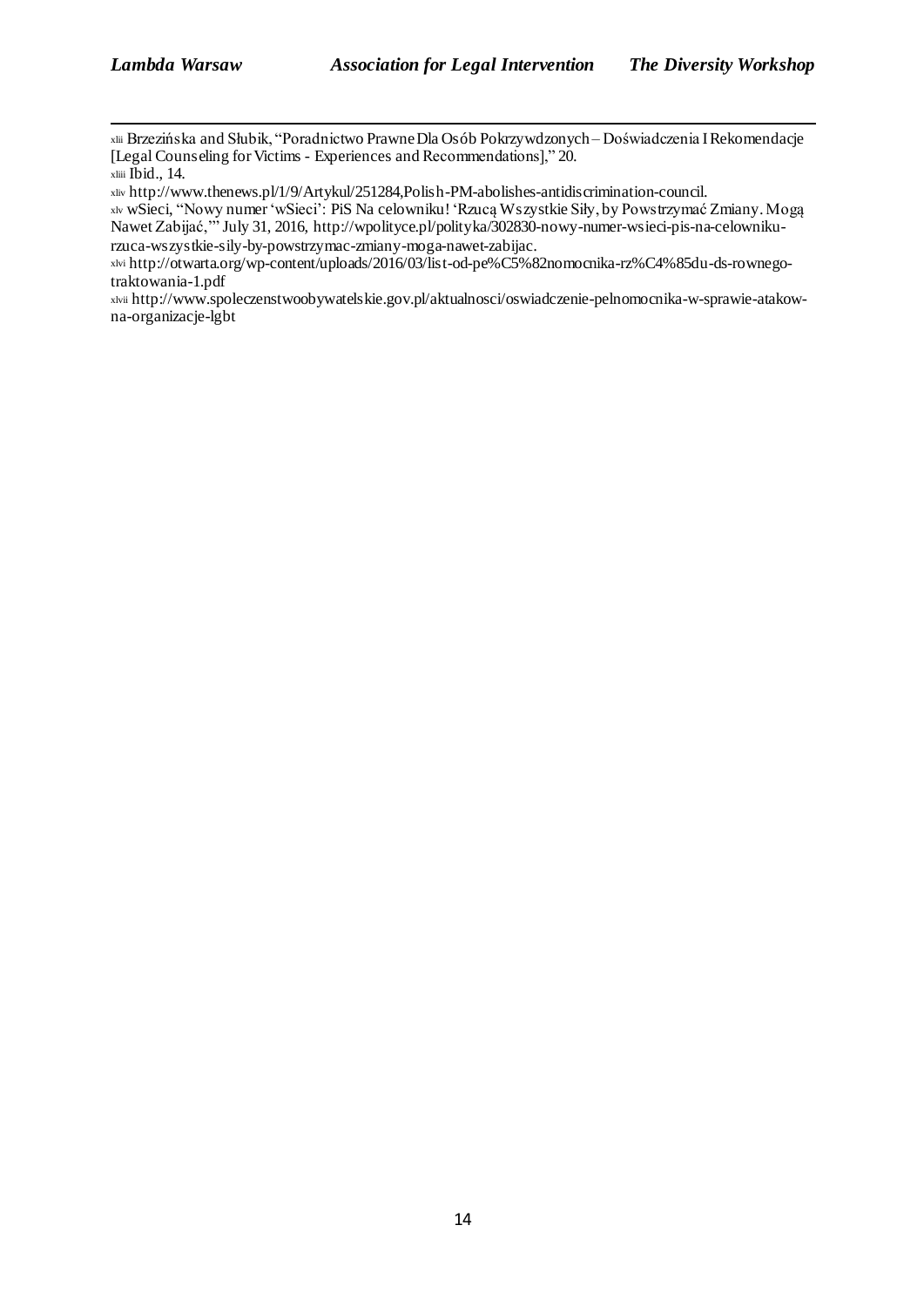[xlii] Brzezińska and Słubik, "Poradnictwo Prawne Dla Osób Pokrzywdzonych – Doświadczenia I Rekomendacje [Legal Counseling for Victims - Experiences and Recommendations]," 20.

[xliii] Ibid., 14.

[xliv] http://www.thenews.pl/1/9/Artykul/251284,Polish-PM-abolishes-antidiscrimination-council.

[xlv] wSieci, "Nowy numer 'wSieci': PiS Na celowniku! 'Rzucą Wszystkie Siły, by Powstrzymać Zmiany. Mogą Nawet Zabijać,'" July 31, 2016, http://wpolityce.pl/polityka/302830-nowy-numer-wsieci-pis-na-celowniku-rzuca-wszystkie-sily-by-powstrzymac-zmiany-moga-nawet-zabijac.

[xlvi] http://otwarta.org/wp-content/uploads/2016/03/list-od-pe%C5%82nomocnika-rz%C4%85du-ds-rownego-traktowania-1.pdf

[xlvii] http://www.spoleczenstwoobywatelskie.gov.pl/aktualnosci/oswiadczenie-pelnomocnika-w-sprawie-atakow-na-organizacje-lgbt